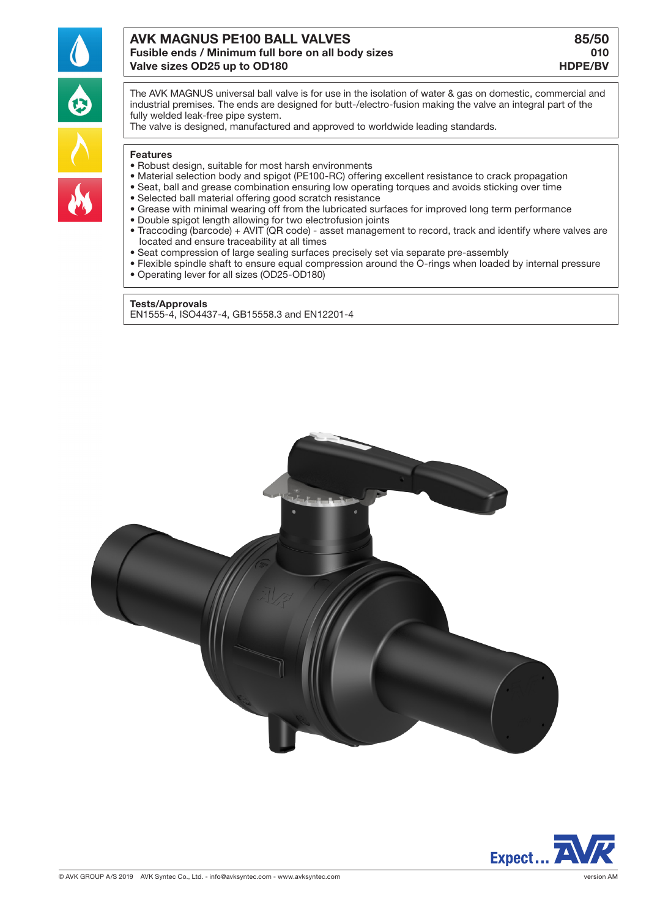# AVK MAGNUS PE100 BALL VALVES

**Fusible ends / Minimum full bore on all body sizes**
**Valve sizes OD25 up to OD180**

**85/50**
**010**
**HDPE/BV**

The AVK MAGNUS universal ball valve is for use in the isolation of water & gas on domestic, commercial and industrial premises. The ends are designed for butt-/electro-fusion making the valve an integral part of the fully welded leak-free pipe system.
The valve is designed, manufactured and approved to worldwide leading standards.

**Features**

- Robust design, suitable for most harsh environments
- Material selection body and spigot (PE100-RC) offering excellent resistance to crack propagation
- Seat, ball and grease combination ensuring low operating torques and avoids sticking over time
- Selected ball material offering good scratch resistance
- Grease with minimal wearing off from the lubricated surfaces for improved long term performance
- Double spigot length allowing for two electrofusion joints
- Traccoding (barcode) + AVIT (QR code) - asset management to record, track and identify where valves are located and ensure traceability at all times
- Seat compression of large sealing surfaces precisely set via separate pre-assembly
- Flexible spindle shaft to ensure equal compression around the O-rings when loaded by internal pressure
- Operating lever for all sizes (OD25-OD180)

**Tests/Approvals**

EN1555-4, ISO4437-4, GB15558.3 and EN12201-4

Expect... AVK

© AVK GROUP A/S 2019 AVK Syntec Co., Ltd. - info@avksyntec.com - www.avksyntec.com

version AM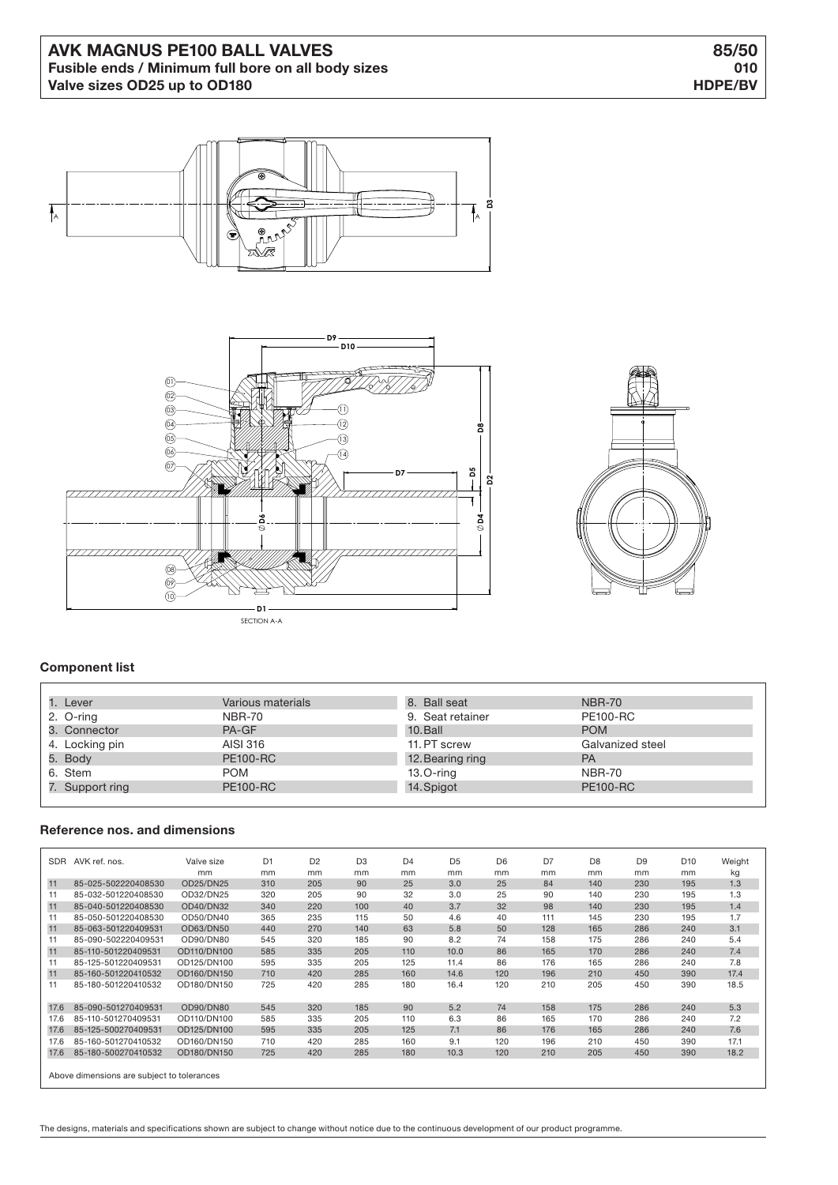# AVK MAGNUS PE100 BALL VALVES

**Fusible ends / Minimum full bore on all body sizes**

**Valve sizes OD25 up to OD180**

**85/50**
**010**
**HDPE/BV**

D3

A A

D9
D10
01 02 03 04 05 06 07 08 09 10 11 12 13 14
D8
D7
D5
D2
ØD6
ØD4
D1
SECTION A-A

### Component list

| | | | |
|---|---|---|---|
| 1. Lever | Various materials | 8. Ball seat | NBR-70 |
| 2. O-ring | NBR-70 | 9. Seat retainer | PE100-RC |
| 3. Connector | PA-GF | 10. Ball | POM |
| 4. Locking pin | AISI 316 | 11. PT screw | Galvanized steel |
| 5. Body | PE100-RC | 12. Bearing ring | PA |
| 6. Stem | POM | 13. O-ring | NBR-70 |
| 7. Support ring | PE100-RC | 14. Spigot | PE100-RC |

### Reference nos. and dimensions

| SDR | AVK ref. nos. | Valve size mm | D1 mm | D2 mm | D3 mm | D4 mm | D5 mm | D6 mm | D7 mm | D8 mm | D9 mm | D10 mm | Weight kg |
|---|---|---|---|---|---|---|---|---|---|---|---|---|---|
| 11 | 85-025-502220408530 | OD25/DN25 | 310 | 205 | 90 | 25 | 3.0 | 25 | 84 | 140 | 230 | 195 | 1.3 |
| 11 | 85-032-501220408530 | OD32/DN25 | 320 | 205 | 90 | 32 | 3.0 | 25 | 90 | 140 | 230 | 195 | 1.3 |
| 11 | 85-040-501220408530 | OD40/DN32 | 340 | 220 | 100 | 40 | 3.7 | 32 | 98 | 140 | 230 | 195 | 1.4 |
| 11 | 85-050-501220408530 | OD50/DN40 | 365 | 235 | 115 | 50 | 4.6 | 40 | 111 | 145 | 230 | 195 | 1.7 |
| 11 | 85-063-501220409531 | OD63/DN50 | 440 | 270 | 140 | 63 | 5.8 | 50 | 128 | 165 | 286 | 240 | 3.1 |
| 11 | 85-090-502220409531 | OD90/DN80 | 545 | 320 | 185 | 90 | 8.2 | 74 | 158 | 175 | 286 | 240 | 5.4 |
| 11 | 85-110-501220409531 | OD110/DN100 | 585 | 335 | 205 | 110 | 10.0 | 86 | 165 | 170 | 286 | 240 | 7.4 |
| 11 | 85-125-501220409531 | OD125/DN100 | 595 | 335 | 205 | 125 | 11.4 | 86 | 176 | 165 | 286 | 240 | 7.8 |
| 11 | 85-160-501220410532 | OD160/DN150 | 710 | 420 | 285 | 160 | 14.6 | 120 | 196 | 210 | 450 | 390 | 17.4 |
| 11 | 85-180-501220410532 | OD180/DN150 | 725 | 420 | 285 | 180 | 16.4 | 120 | 210 | 205 | 450 | 390 | 18.5 |
| 17.6 | 85-090-501270409531 | OD90/DN80 | 545 | 320 | 185 | 90 | 5.2 | 74 | 158 | 175 | 286 | 240 | 5.3 |
| 17.6 | 85-110-501270409531 | OD110/DN100 | 585 | 335 | 205 | 110 | 6.3 | 86 | 165 | 170 | 286 | 240 | 7.2 |
| 17.6 | 85-125-500270409531 | OD125/DN100 | 595 | 335 | 205 | 125 | 7.1 | 86 | 176 | 165 | 286 | 240 | 7.6 |
| 17.6 | 85-160-501270410532 | OD160/DN150 | 710 | 420 | 285 | 160 | 9.1 | 120 | 196 | 210 | 450 | 390 | 17.1 |
| 17.6 | 85-180-500270410532 | OD180/DN150 | 725 | 420 | 285 | 180 | 10.3 | 120 | 210 | 205 | 450 | 390 | 18.2 |

Above dimensions are subject to tolerances

The designs, materials and specifications shown are subject to change without notice due to the continuous development of our product programme.